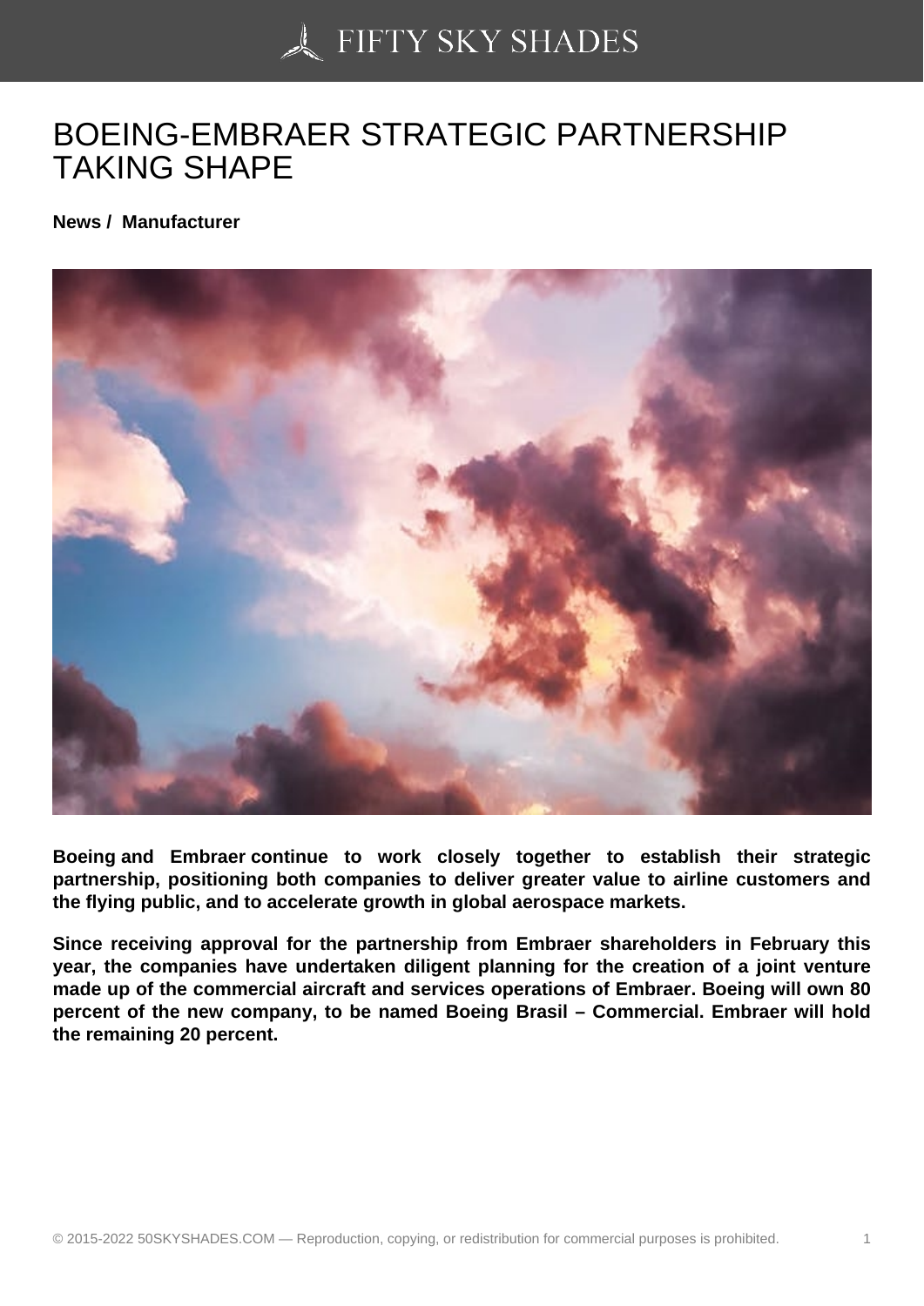# BOEING-EMBRAER STRATEGIC PARTNERSHIP TAKING SHAPE

**News / Manufacturer**

**Boeing and Embraer continue to work closely together to establish their strategic partnership, positioning both companies to deliver greater value to airline customers and the flying public, and to accelerate growth in global aerospace markets.**

**Since receiving approval for the partnership from Embraer shareholders in February this year, the companies have undertaken diligent planning for the creation of a joint venture made up of the commercial aircraft and services operations of Embraer. Boeing will own 80 percent of the new company, to be named Boeing Brasil – Commercial. Embraer will hold the remaining 20 percent.**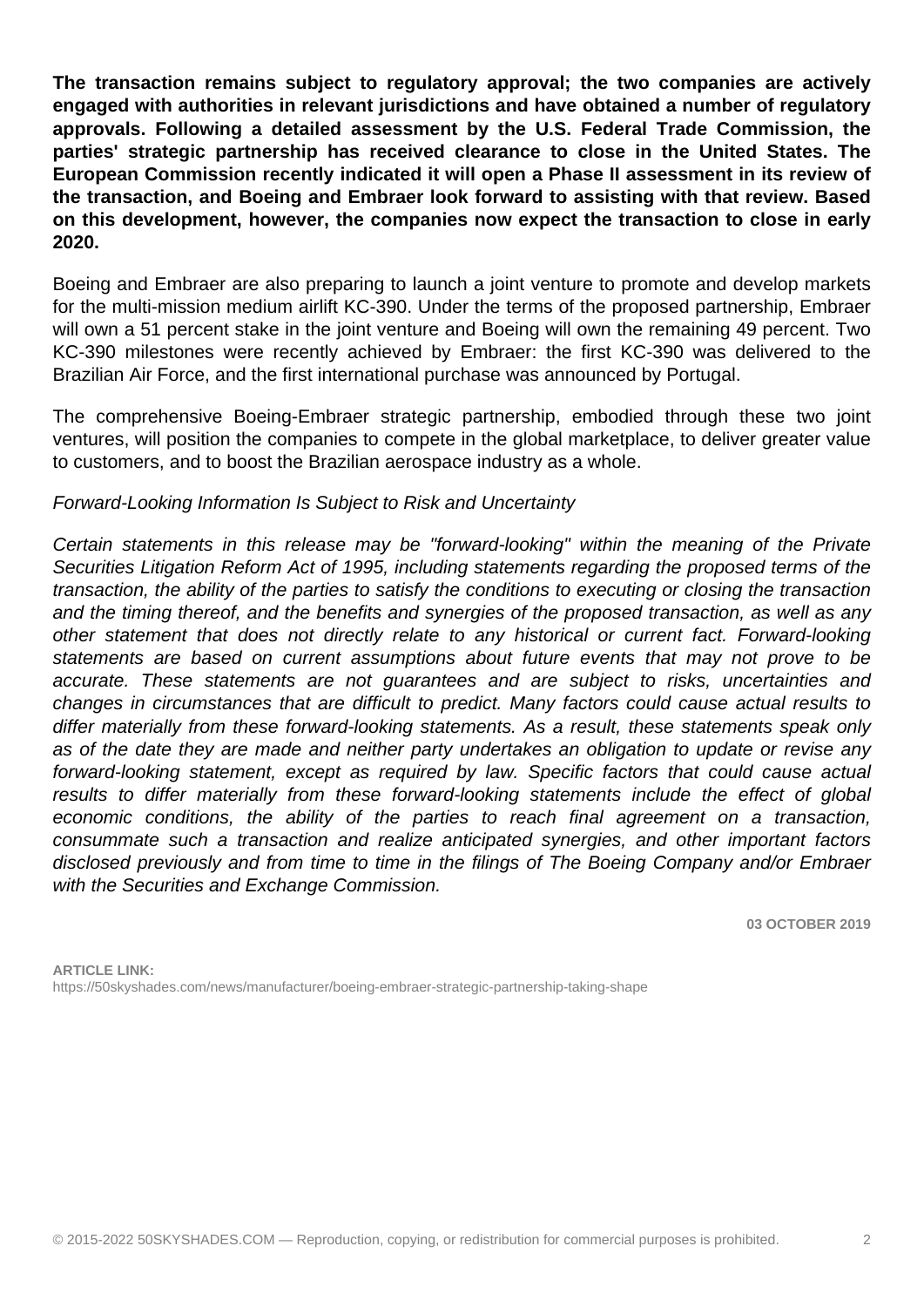**The transaction remains subject to regulatory approval; the two companies are actively engaged with authorities in relevant jurisdictions and have obtained a number of regulatory approvals. Following a detailed assessment by the U.S. Federal Trade Commission, the parties' strategic partnership has received clearance to close in the United States. The European Commission recently indicated it will open a Phase II assessment in its review of the transaction, and Boeing and Embraer look forward to assisting with that review. Based on this development, however, the companies now expect the transaction to close in early 2020.**

Boeing and Embraer are also preparing to launch a joint venture to promote and develop markets for the multi-mission medium airlift KC-390. Under the terms of the proposed partnership, Embraer will own a 51 percent stake in the joint venture and Boeing will own the remaining 49 percent. Two KC-390 milestones were recently achieved by Embraer: the first KC-390 was delivered to the Brazilian Air Force, and the first international purchase was announced by Portugal.

The comprehensive Boeing-Embraer strategic partnership, embodied through these two joint ventures, will position the companies to compete in the global marketplace, to deliver greater value to customers, and to boost the Brazilian aerospace industry as a whole.

*Forward-Looking Information Is Subject to Risk and Uncertainty*

*Certain statements in this release may be "forward-looking" within the meaning of the Private Securities Litigation Reform Act of 1995, including statements regarding the proposed terms of the transaction, the ability of the parties to satisfy the conditions to executing or closing the transaction and the timing thereof, and the benefits and synergies of the proposed transaction, as well as any other statement that does not directly relate to any historical or current fact. Forward-looking statements are based on current assumptions about future events that may not prove to be accurate. These statements are not guarantees and are subject to risks, uncertainties and changes in circumstances that are difficult to predict. Many factors could cause actual results to differ materially from these forward-looking statements. As a result, these statements speak only as of the date they are made and neither party undertakes an obligation to update or revise any forward-looking statement, except as required by law. Specific factors that could cause actual results to differ materially from these forward-looking statements include the effect of global economic conditions, the ability of the parties to reach final agreement on a transaction, consummate such a transaction and realize anticipated synergies, and other important factors disclosed previously and from time to time in the filings of The Boeing Company and/or Embraer with the Securities and Exchange Commission.*

**03 OCTOBER 2019**

**ARTICLE LINK:**
https://50skyshades.com/news/manufacturer/boeing-embraer-strategic-partnership-taking-shape